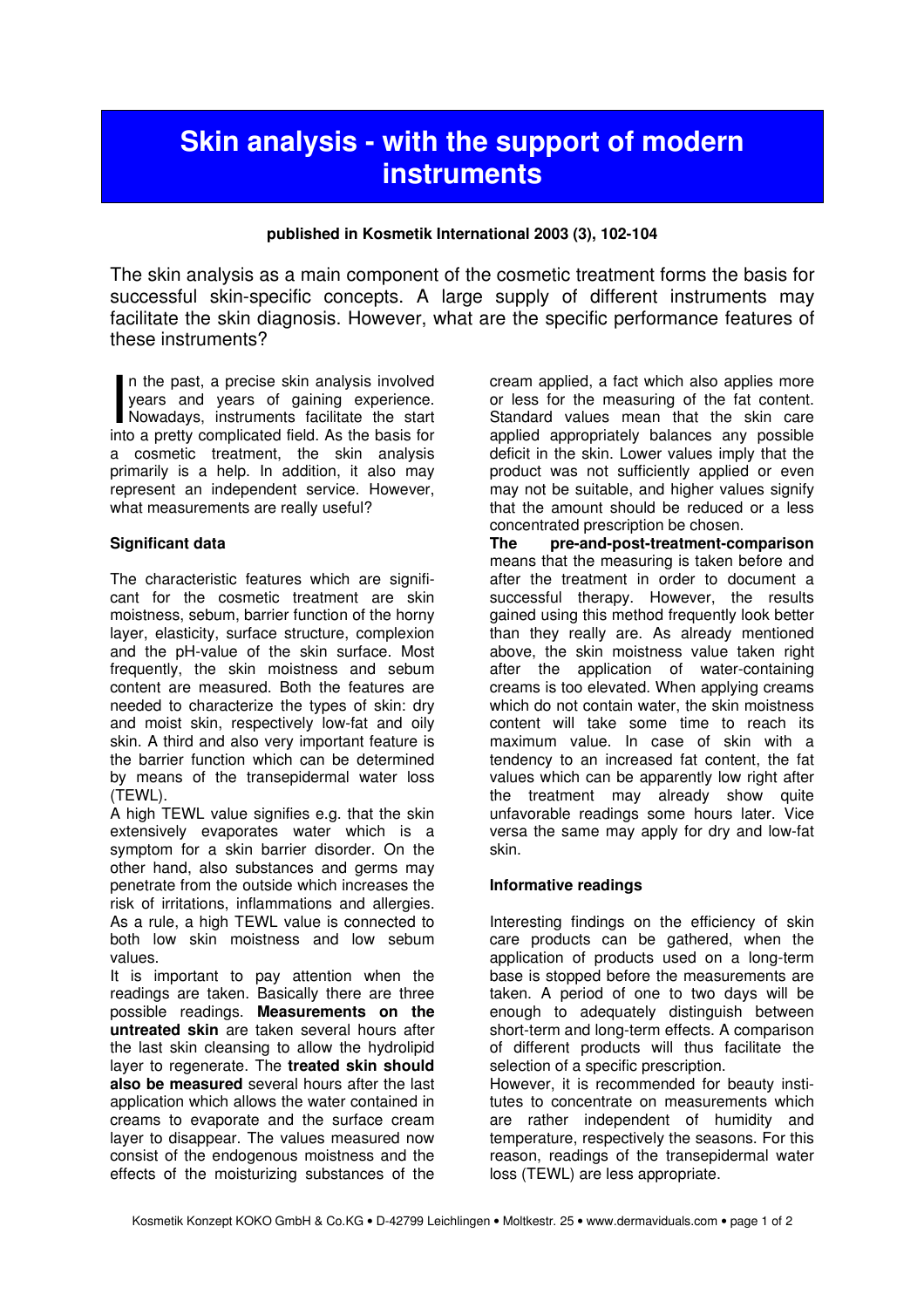# Skin analysis - with the support of modern instruments

**published in Kosmetik International 2003 (3), 102-104**

The skin analysis as a main component of the cosmetic treatment forms the basis for successful skin-specific concepts. A large supply of different instruments may facilitate the skin diagnosis. However, what are the specific performance features of these instruments?

In the past, a precise skin analysis involved years and years of gaining experience. Nowadays, instruments facilitate the start into a pretty complicated field. As the basis for a cosmetic treatment, the skin analysis primarily is a help. In addition, it also may represent an independent service. However, what measurements are really useful?

**Significant data**

The characteristic features which are significant for the cosmetic treatment are skin moistness, sebum, barrier function of the horny layer, elasticity, surface structure, complexion and the pH-value of the skin surface. Most frequently, the skin moistness and sebum content are measured. Both the features are needed to characterize the types of skin: dry and moist skin, respectively low-fat and oily skin. A third and also very important feature is the barrier function which can be determined by means of the transepidermal water loss (TEWL).

A high TEWL value signifies e.g. that the skin extensively evaporates water which is a symptom for a skin barrier disorder. On the other hand, also substances and germs may penetrate from the outside which increases the risk of irritations, inflammations and allergies. As a rule, a high TEWL value is connected to both low skin moistness and low sebum values.

It is important to pay attention when the readings are taken. Basically there are three possible readings. **Measurements on the untreated skin** are taken several hours after the last skin cleansing to allow the hydrolipid layer to regenerate. The **treated skin should also be measured** several hours after the last application which allows the water contained in creams to evaporate and the surface cream layer to disappear. The values measured now consist of the endogenous moistness and the effects of the moisturizing substances of the cream applied, a fact which also applies more or less for the measuring of the fat content. Standard values mean that the skin care applied appropriately balances any possible deficit in the skin. Lower values imply that the product was not sufficiently applied or even may not be suitable, and higher values signify that the amount should be reduced or a less concentrated prescription be chosen.

**The pre-and-post-treatment-comparison** means that the measuring is taken before and after the treatment in order to document a successful therapy. However, the results gained using this method frequently look better than they really are. As already mentioned above, the skin moistness value taken right after the application of water-containing creams is too elevated. When applying creams which do not contain water, the skin moistness content will take some time to reach its maximum value. In case of skin with a tendency to an increased fat content, the fat values which can be apparently low right after the treatment may already show quite unfavorable readings some hours later. Vice versa the same may apply for dry and low-fat skin.

**Informative readings**

Interesting findings on the efficiency of skin care products can be gathered, when the application of products used on a long-term base is stopped before the measurements are taken. A period of one to two days will be enough to adequately distinguish between short-term and long-term effects. A comparison of different products will thus facilitate the selection of a specific prescription.

However, it is recommended for beauty institutes to concentrate on measurements which are rather independent of humidity and temperature, respectively the seasons. For this reason, readings of the transepidermal water loss (TEWL) are less appropriate.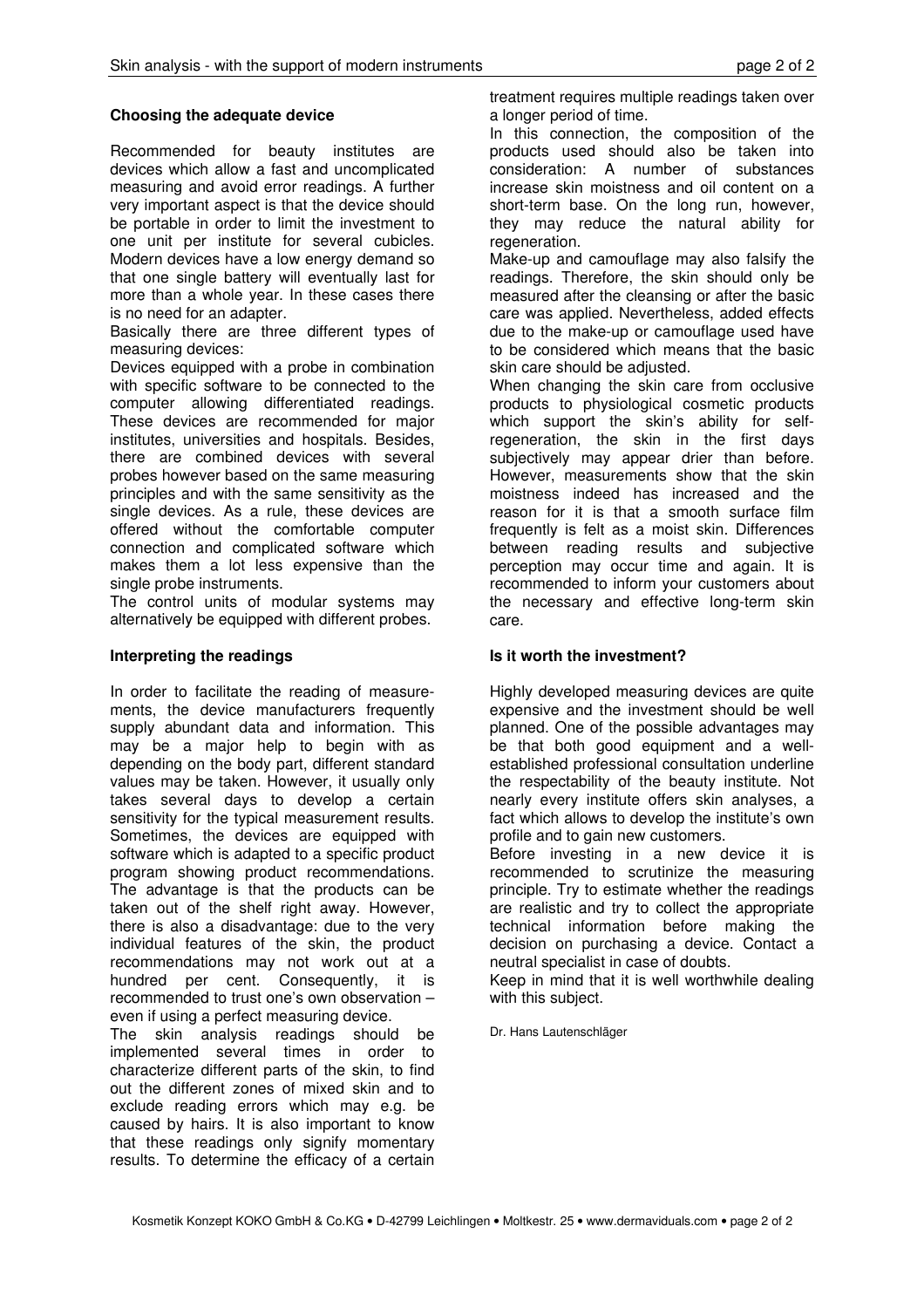## Choosing the adequate device

Recommended for beauty institutes are devices which allow a fast and uncomplicated measuring and avoid error readings. A further very important aspect is that the device should be portable in order to limit the investment to one unit per institute for several cubicles. Modern devices have a low energy demand so that one single battery will eventually last for more than a whole year. In these cases there is no need for an adapter.

Basically there are three different types of measuring devices:

Devices equipped with a probe in combination with specific software to be connected to the computer allowing differentiated readings. These devices are recommended for major institutes, universities and hospitals. Besides, there are combined devices with several probes however based on the same measuring principles and with the same sensitivity as the single devices. As a rule, these devices are offered without the comfortable computer connection and complicated software which makes them a lot less expensive than the single probe instruments.

The control units of modular systems may alternatively be equipped with different probes.

## Interpreting the readings

In order to facilitate the reading of measurements, the device manufacturers frequently supply abundant data and information. This may be a major help to begin with as depending on the body part, different standard values may be taken. However, it usually only takes several days to develop a certain sensitivity for the typical measurement results. Sometimes, the devices are equipped with software which is adapted to a specific product program showing product recommendations. The advantage is that the products can be taken out of the shelf right away. However, there is also a disadvantage: due to the very individual features of the skin, the product recommendations may not work out at a hundred per cent. Consequently, it is recommended to trust one's own observation – even if using a perfect measuring device.

The skin analysis readings should be implemented several times in order to characterize different parts of the skin, to find out the different zones of mixed skin and to exclude reading errors which may e.g. be caused by hairs. It is also important to know that these readings only signify momentary results. To determine the efficacy of a certain treatment requires multiple readings taken over a longer period of time.

In this connection, the composition of the products used should also be taken into consideration: A number of substances increase skin moistness and oil content on a short-term base. On the long run, however, they may reduce the natural ability for regeneration.

Make-up and camouflage may also falsify the readings. Therefore, the skin should only be measured after the cleansing or after the basic care was applied. Nevertheless, added effects due to the make-up or camouflage used have to be considered which means that the basic skin care should be adjusted.

When changing the skin care from occlusive products to physiological cosmetic products which support the skin's ability for self-regeneration, the skin in the first days subjectively may appear drier than before. However, measurements show that the skin moistness indeed has increased and the reason for it is that a smooth surface film frequently is felt as a moist skin. Differences between reading results and subjective perception may occur time and again. It is recommended to inform your customers about the necessary and effective long-term skin care.

## Is it worth the investment?

Highly developed measuring devices are quite expensive and the investment should be well planned. One of the possible advantages may be that both good equipment and a well-established professional consultation underline the respectability of the beauty institute. Not nearly every institute offers skin analyses, a fact which allows to develop the institute's own profile and to gain new customers.

Before investing in a new device it is recommended to scrutinize the measuring principle. Try to estimate whether the readings are realistic and try to collect the appropriate technical information before making the decision on purchasing a device. Contact a neutral specialist in case of doubts.

Keep in mind that it is well worthwhile dealing with this subject.

Dr. Hans Lautenschläger

Kosmetik Konzept KOKO GmbH & Co.KG • D-42799 Leichlingen • Moltkestr. 25 • www.dermaviduals.com